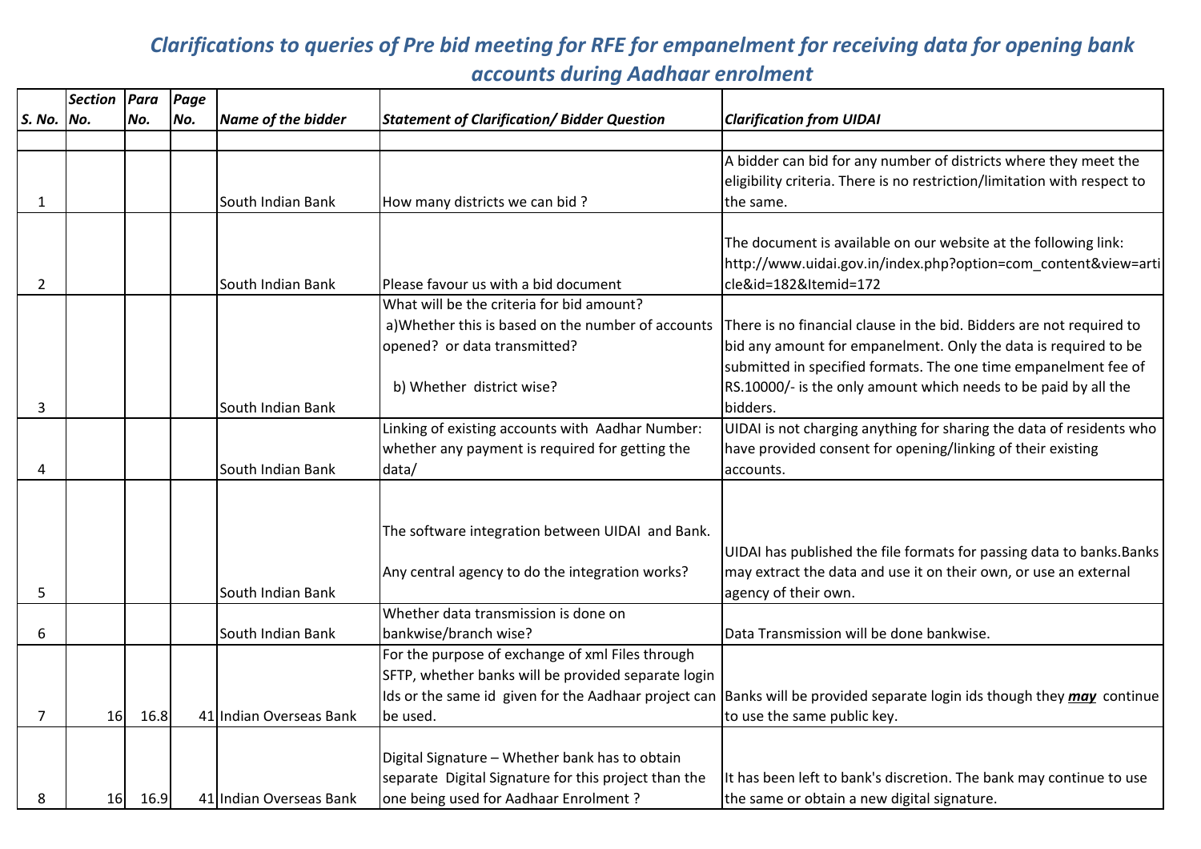# Clarifications to queries of Pre bid meeting for RFE for empanelment for receiving data for opening bank accounts during Aadhaar enrolment

| S. No. | Section No. | Para No. | Page No. | Name of the bidder | Statement of Clarification/ Bidder Question | Clarification from UIDAI |
|---|---|---|---|---|---|---|
| | | | | | | |
| 1 | | | | South Indian Bank | How many districts we can bid ? | A bidder can bid for any number of districts where they meet the eligibility criteria. There is no restriction/limitation with respect to the same. |
| 2 | | | | South Indian Bank | Please favour us with a bid document | The document is available on our website at the following link: http://www.uidai.gov.in/index.php?option=com_content&view=article&id=182&Itemid=172 |
| 3 | | | | South Indian Bank | What will be the criteria for bid amount?<br>a)Whether this is based on the number of accounts opened? or data transmitted?<br>b) Whether district wise? | There is no financial clause in the bid. Bidders are not required to bid any amount for empanelment. Only the data is required to be submitted in specified formats. The one time empanelment fee of RS.10000/- is the only amount which needs to be paid by all the bidders. |
| 4 | | | | South Indian Bank | Linking of existing accounts with Aadhar Number: whether any payment is required for getting the data/ | UIDAI is not charging anything for sharing the data of residents who have provided consent for opening/linking of their existing accounts. |
| 5 | | | | South Indian Bank | The software integration between UIDAI and Bank.<br>Any central agency to do the integration works? | UIDAI has published the file formats for passing data to banks.Banks may extract the data and use it on their own, or use an external agency of their own. |
| 6 | | | | South Indian Bank | Whether data transmission is done on bankwise/branch wise? | Data Transmission will be done bankwise. |
| 7 | 16 | 16.8 | 41 | Indian Overseas Bank | For the purpose of exchange of xml Files through SFTP, whether banks will be provided separate login Ids or the same id given for the Aadhaar project can be used. | Banks will be provided separate login ids though they ***<u>may</u>*** continue to use the same public key. |
| 8 | 16 | 16.9 | 41 | Indian Overseas Bank | Digital Signature – Whether bank has to obtain separate Digital Signature for this project than the one being used for Aadhaar Enrolment ? | It has been left to bank's discretion. The bank may continue to use the same or obtain a new digital signature. |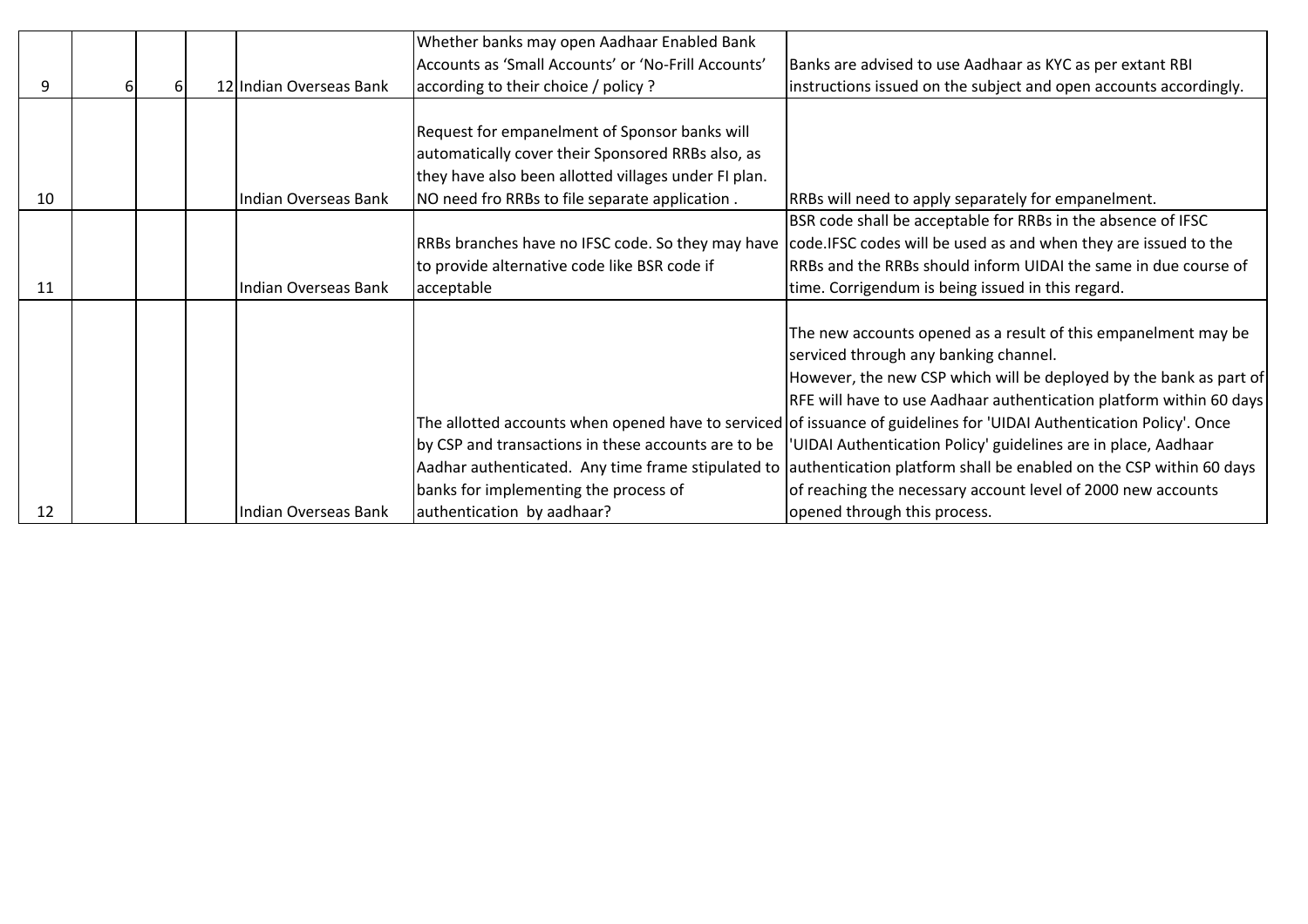| | | | | | | |
|---|---|---|---|---|---|---|
| 9 | 6 | 6 | 12 | Indian Overseas Bank | Whether banks may open Aadhaar Enabled Bank Accounts as 'Small Accounts' or 'No-Frill Accounts' according to their choice / policy ? | Banks are advised to use Aadhaar as KYC as per extant RBI instructions issued on the subject and open accounts accordingly. |
| 10 | | | | Indian Overseas Bank | Request for empanelment of Sponsor banks will automatically cover their Sponsored RRBs also, as they have also been allotted villages under FI plan. NO need fro RRBs to file separate application . | RRBs will need to apply separately for empanelment. |
| 11 | | | | Indian Overseas Bank | RRBs branches have no IFSC code. So they may have to provide alternative code like BSR code if acceptable | BSR code shall be acceptable for RRBs in the absence of IFSC code.IFSC codes will be used as and when they are issued to the RRBs and the RRBs should inform UIDAI the same in due course of time. Corrigendum is being issued in this regard. |
| 12 | | | | Indian Overseas Bank | The allotted accounts when opened have to serviced by CSP and transactions in these accounts are to be Aadhar authenticated. Any time frame stipulated to banks for implementing the process of authentication by aadhaar? | The new accounts opened as a result of this empanelment may be serviced through any banking channel. However, the new CSP which will be deployed by the bank as part of RFE will have to use Aadhaar authentication platform within 60 days of issuance of guidelines for 'UIDAI Authentication Policy'. Once 'UIDAI Authentication Policy' guidelines are in place, Aadhaar authentication platform shall be enabled on the CSP within 60 days of reaching the necessary account level of 2000 new accounts opened through this process. |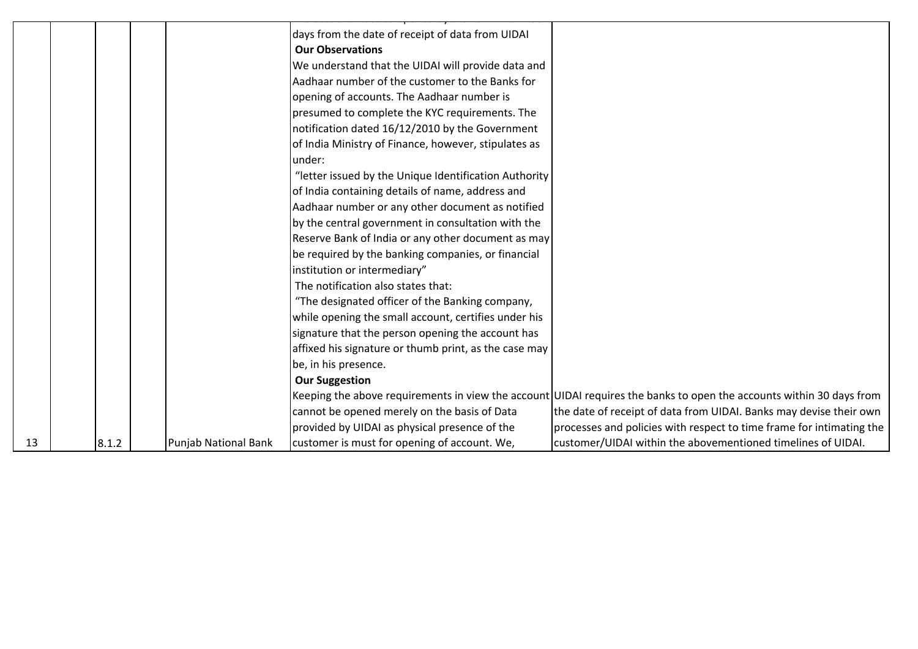| | | | | | | |
|---|---|---|---|---|---|---|
| 13 | | 8.1.2 | | Punjab National Bank | days from the date of receipt of data from UIDAI<br>**Our Observations**<br>We understand that the UIDAI will provide data and Aadhaar number of the customer to the Banks for opening of accounts. The Aadhaar number is presumed to complete the KYC requirements. The notification dated 16/12/2010 by the Government of India Ministry of Finance, however, stipulates as under:<br>"letter issued by the Unique Identification Authority of India containing details of name, address and Aadhaar number or any other document as notified by the central government in consultation with the Reserve Bank of India or any other document as may be required by the banking companies, or financial institution or intermediary"<br>The notification also states that:<br>"The designated officer of the Banking company, while opening the small account, certifies under his signature that the person opening the account has affixed his signature or thumb print, as the case may be, in his presence.<br>**Our Suggestion**<br>Keeping the above requirements in view the account cannot be opened merely on the basis of Data provided by UIDAI as physical presence of the customer is must for opening of account. We, | UIDAI requires the banks to open the accounts within 30 days from the date of receipt of data from UIDAI. Banks may devise their own processes and policies with respect to time frame for intimating the customer/UIDAI within the abovementioned timelines of UIDAI. |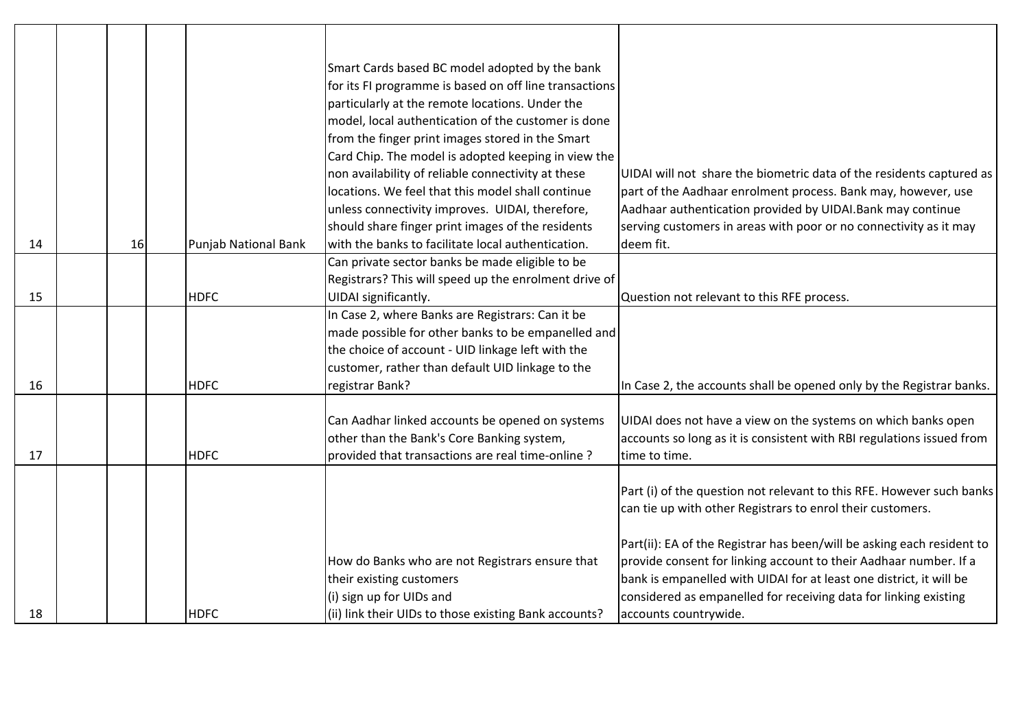| | | | | | | |
|---|---|---|---|---|---|---|
| 14 | | 16 | | Punjab National Bank | Smart Cards based BC model adopted by the bank for its FI programme is based on off line transactions particularly at the remote locations. Under the model, local authentication of the customer is done from the finger print images stored in the Smart Card Chip. The model is adopted keeping in view the non availability of reliable connectivity at these locations. We feel that this model shall continue unless connectivity improves. UIDAI, therefore, should share finger print images of the residents with the banks to facilitate local authentication. | UIDAI will not share the biometric data of the residents captured as part of the Aadhaar enrolment process. Bank may, however, use Aadhaar authentication provided by UIDAI.Bank may continue serving customers in areas with poor or no connectivity as it may deem fit. |
| 15 | | | | HDFC | Can private sector banks be made eligible to be Registrars? This will speed up the enrolment drive of UIDAI significantly. | Question not relevant to this RFE process. |
| 16 | | | | HDFC | In Case 2, where Banks are Registrars: Can it be made possible for other banks to be empanelled and the choice of account - UID linkage left with the customer, rather than default UID linkage to the registrar Bank? | In Case 2, the accounts shall be opened only by the Registrar banks. |
| 17 | | | | HDFC | Can Aadhar linked accounts be opened on systems other than the Bank's Core Banking system, provided that transactions are real time-online ? | UIDAI does not have a view on the systems on which banks open accounts so long as it is consistent with RBI regulations issued from time to time. |
| 18 | | | | HDFC | How do Banks who are not Registrars ensure that their existing customers<br>(i) sign up for UIDs and<br>(ii) link their UIDs to those existing Bank accounts? | Part (i) of the question not relevant to this RFE. However such banks can tie up with other Registrars to enrol their customers.<br><br>Part(ii): EA of the Registrar has been/will be asking each resident to provide consent for linking account to their Aadhaar number. If a bank is empanelled with UIDAI for at least one district, it will be considered as empanelled for receiving data for linking existing accounts countrywide. |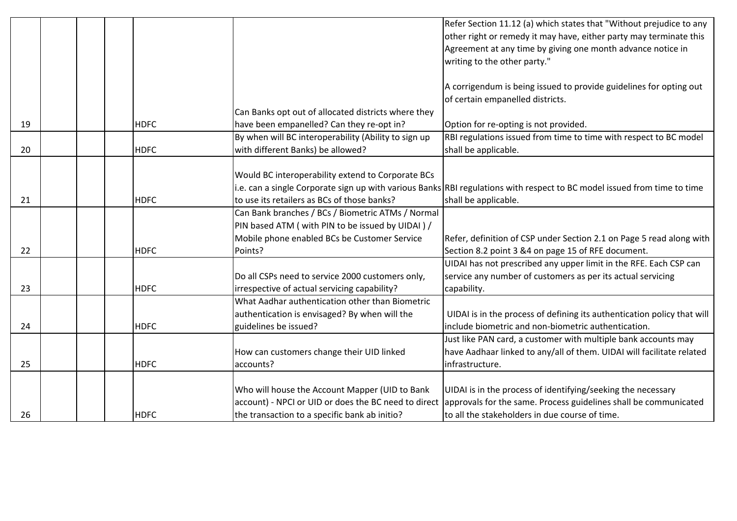|  |  |  |  |  |  |  |
|---|---|---|---|---|---|---|
| 19 |  |  |  | HDFC | Can Banks opt out of allocated districts where they have been empanelled? Can they re-opt in? | Refer Section 11.12 (a) which states that "Without prejudice to any other right or remedy it may have, either party may terminate this Agreement at any time by giving one month advance notice in writing to the other party."<br><br>A corrigendum is being issued to provide guidelines for opting out of certain empanelled districts.<br><br>Option for re-opting is not provided. |
| 20 |  |  |  | HDFC | By when will BC interoperability (Ability to sign up with different Banks) be allowed? | RBI regulations issued from time to time with respect to BC model shall be applicable. |
| 21 |  |  |  | HDFC | Would BC interoperability extend to Corporate BCs i.e. can a single Corporate sign up with various Banks to use its retailers as BCs of those banks? | RBI regulations with respect to BC model issued from time to time shall be applicable. |
| 22 |  |  |  | HDFC | Can Bank branches / BCs / Biometric ATMs / Normal PIN based ATM ( with PIN to be issued by UIDAI ) / Mobile phone enabled BCs be Customer Service Points? | Refer, definition of CSP under Section 2.1 on Page 5 read along with Section 8.2 point 3 &4 on page 15 of RFE document. |
| 23 |  |  |  | HDFC | Do all CSPs need to service 2000 customers only, irrespective of actual servicing capability? | UIDAI has not prescribed any upper limit in the RFE. Each CSP can service any number of customers as per its actual servicing capability. |
| 24 |  |  |  | HDFC | What Aadhar authentication other than Biometric authentication is envisaged? By when will the guidelines be issued? | UIDAI is in the process of defining its authentication policy that will include biometric and non-biometric authentication. |
| 25 |  |  |  | HDFC | How can customers change their UID linked accounts? | Just like PAN card, a customer with multiple bank accounts may have Aadhaar linked to any/all of them. UIDAI will facilitate related infrastructure. |
| 26 |  |  |  | HDFC | Who will house the Account Mapper (UID to Bank account) - NPCI or UID or does the BC need to direct the transaction to a specific bank ab initio? | UIDAI is in the process of identifying/seeking the necessary approvals for the same. Process guidelines shall be communicated to all the stakeholders in due course of time. |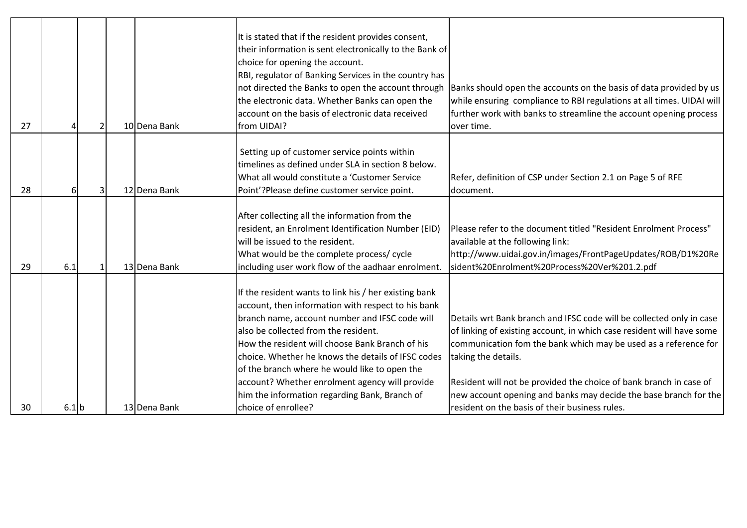| | | | | | | |
|---|---|---|---|---|---|---|
| 27 | 4 | 2 | 10 | Dena Bank | It is stated that if the resident provides consent, their information is sent electronically to the Bank of choice for opening the account.<br>RBI, regulator of Banking Services in the country has not directed the Banks to open the account through the electronic data. Whether Banks can open the account on the basis of electronic data received from UIDAI? | Banks should open the accounts on the basis of data provided by us while ensuring compliance to RBI regulations at all times. UIDAI will further work with banks to streamline the account opening process over time. |
| 28 | 6 | 3 | 12 | Dena Bank | Setting up of customer service points within timelines as defined under SLA in section 8 below.<br>What all would constitute a 'Customer Service Point'?Please define customer service point. | Refer, definition of CSP under Section 2.1 on Page 5 of RFE document. |
| 29 | 6.1 | 1 | 13 | Dena Bank | After collecting all the information from the resident, an Enrolment Identification Number (EID) will be issued to the resident.<br>What would be the complete process/ cycle including user work flow of the aadhaar enrolment. | Please refer to the document titled "Resident Enrolment Process" available at the following link:<br>http://www.uidai.gov.in/images/FrontPageUpdates/ROB/D1%20Resident%20Enrolment%20Process%20Ver%201.2.pdf |
| 30 | 6.1 | b | 13 | Dena Bank | If the resident wants to link his / her existing bank account, then information with respect to his bank branch name, account number and IFSC code will also be collected from the resident.<br>How the resident will choose Bank Branch of his choice. Whether he knows the details of IFSC codes of the branch where he would like to open the account? Whether enrolment agency will provide him the information regarding Bank, Branch of choice of enrollee? | Details wrt Bank branch and IFSC code will be collected only in case of linking of existing account, in which case resident will have some communication fom the bank which may be used as a reference for taking the details.<br><br>Resident will not be provided the choice of bank branch in case of new account opening and banks may decide the base branch for the resident on the basis of their business rules. |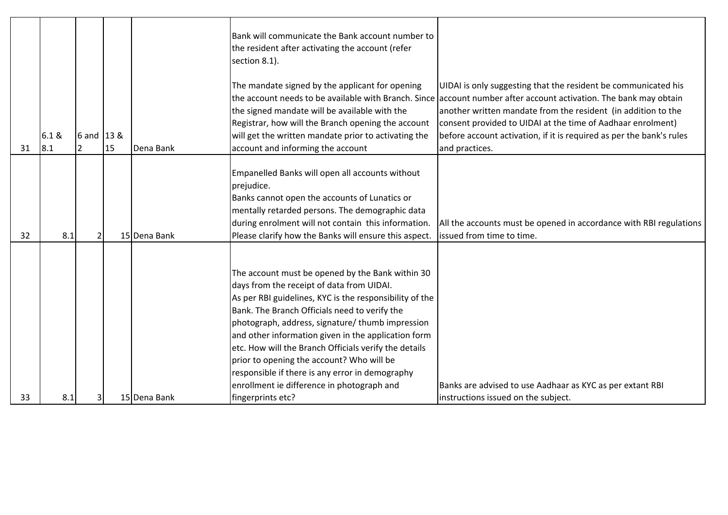| | | | | | | |
|---|---|---|---|---|---|---|
| 31 | 6.1 & 8.1 | 6 and 2 | 13 & 15 | Dena Bank | Bank will communicate the Bank account number to the resident after activating the account (refer section 8.1).<br><br>The mandate signed by the applicant for opening the account needs to be available with Branch. Since the signed mandate will be available with the Registrar, how will the Branch opening the account will get the written mandate prior to activating the account and informing the account | UIDAI is only suggesting that the resident be communicated his account number after account activation. The bank may obtain another written mandate from the resident (in addition to the consent provided to UIDAI at the time of Aadhaar enrolment) before account activation, if it is required as per the bank's rules and practices. |
| 32 | 8.1 | 2 | 15 | Dena Bank | Empanelled Banks will open all accounts without prejudice.<br>Banks cannot open the accounts of Lunatics or mentally retarded persons. The demographic data during enrolment will not contain this information. Please clarify how the Banks will ensure this aspect. | All the accounts must be opened in accordance with RBI regulations issued from time to time. |
| 33 | 8.1 | 3 | 15 | Dena Bank | The account must be opened by the Bank within 30 days from the receipt of data from UIDAI.<br>As per RBI guidelines, KYC is the responsibility of the Bank. The Branch Officials need to verify the photograph, address, signature/ thumb impression and other information given in the application form etc. How will the Branch Officials verify the details prior to opening the account? Who will be responsible if there is any error in demography enrollment ie difference in photograph and fingerprints etc? | Banks are advised to use Aadhaar as KYC as per extant RBI instructions issued on the subject. |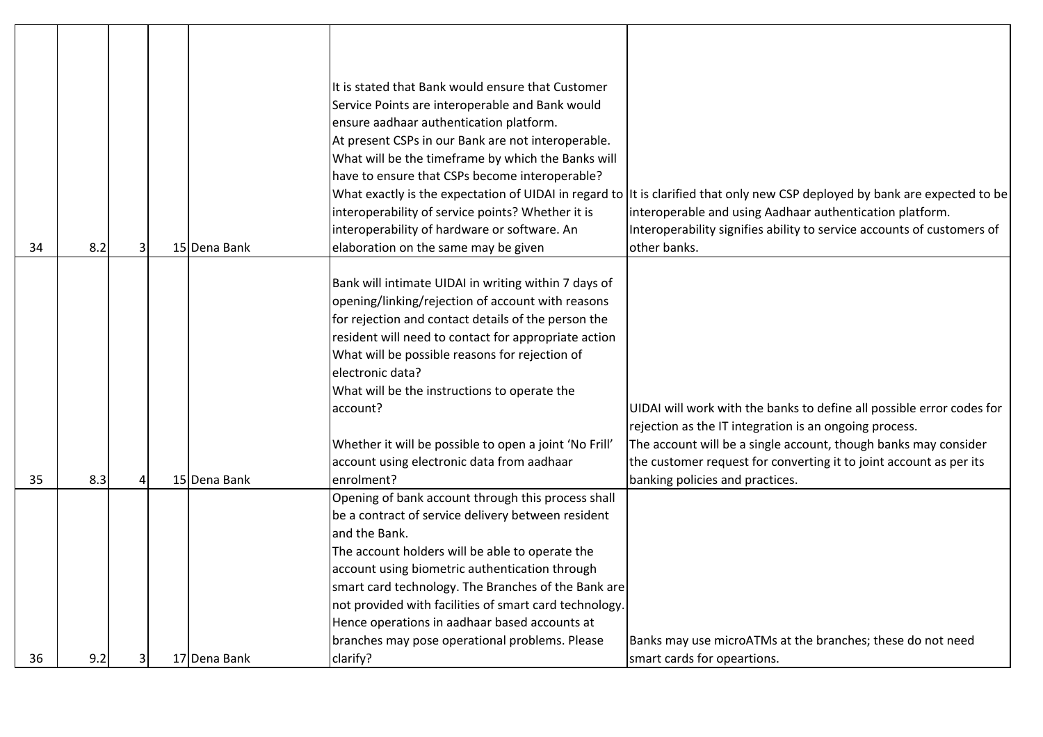| | | | | | | |
|---|---|---|---|---|---|---|
| 34 | 8.2 | 3 | 15 | Dena Bank | It is stated that Bank would ensure that Customer Service Points are interoperable and Bank would ensure aadhaar authentication platform.<br>At present CSPs in our Bank are not interoperable. What will be the timeframe by which the Banks will have to ensure that CSPs become interoperable?<br>What exactly is the expectation of UIDAI in regard to interoperability of service points? Whether it is interoperability of hardware or software. An elaboration on the same may be given | It is clarified that only new CSP deployed by bank are expected to be interoperable and using Aadhaar authentication platform.<br>Interoperability signifies ability to service accounts of customers of other banks. |
| 35 | 8.3 | 4 | 15 | Dena Bank | Bank will intimate UIDAI in writing within 7 days of opening/linking/rejection of account with reasons for rejection and contact details of the person the resident will need to contact for appropriate action<br>What will be possible reasons for rejection of electronic data?<br>What will be the instructions to operate the account?<br><br>Whether it will be possible to open a joint 'No Frill' account using electronic data from aadhaar enrolment? | UIDAI will work with the banks to define all possible error codes for rejection as the IT integration is an ongoing process.<br>The account will be a single account, though banks may consider the customer request for converting it to joint account as per its banking policies and practices. |
| 36 | 9.2 | 3 | 17 | Dena Bank | Opening of bank account through this process shall be a contract of service delivery between resident and the Bank.<br>The account holders will be able to operate the account using biometric authentication through smart card technology. The Branches of the Bank are not provided with facilities of smart card technology. Hence operations in aadhaar based accounts at branches may pose operational problems. Please clarify? | Banks may use microATMs at the branches; these do not need smart cards for opeartions. |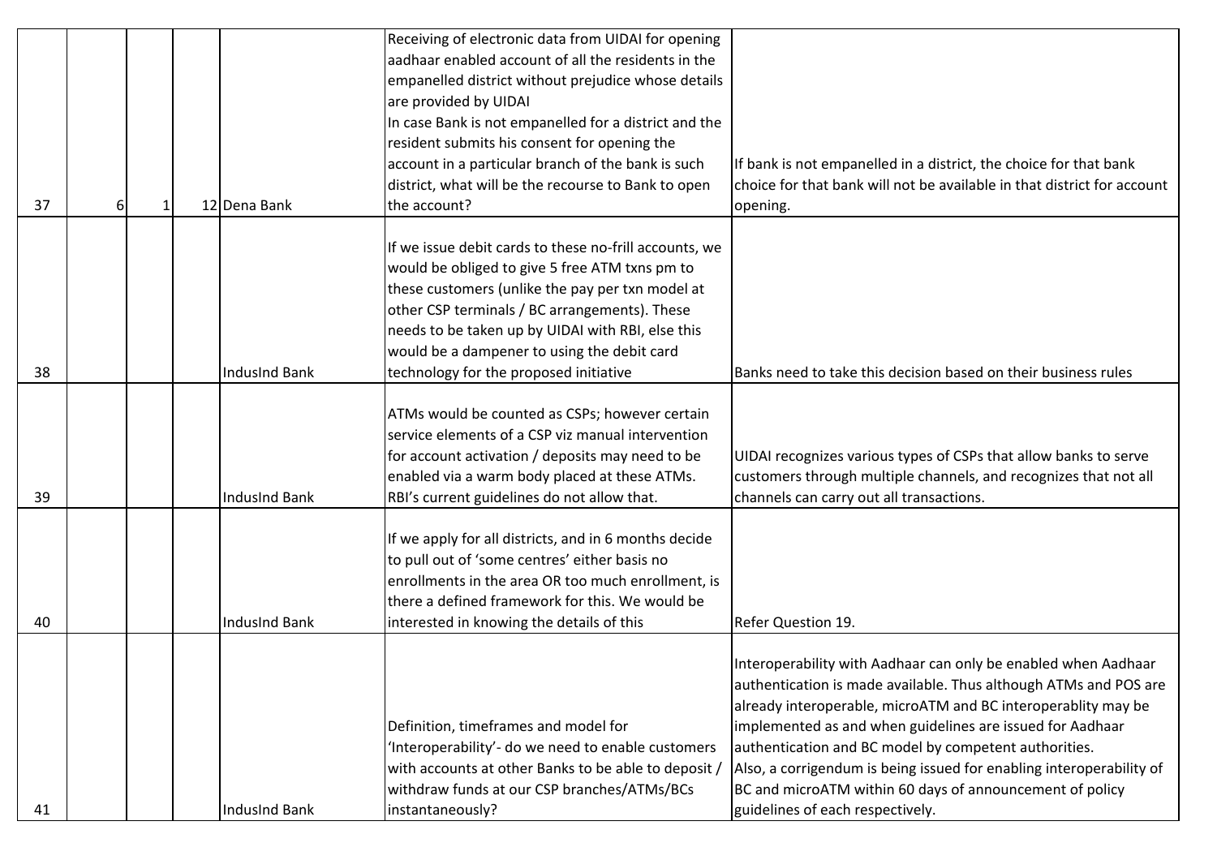| | | | | | | |
|---|---|---|---|---|---|---|
| 37 | 6 | 1 | 12 | Dena Bank | Receiving of electronic data from UIDAI for opening aadhaar enabled account of all the residents in the empanelled district without prejudice whose details are provided by UIDAI<br>In case Bank is not empanelled for a district and the resident submits his consent for opening the account in a particular branch of the bank is such district, what will be the recourse to Bank to open the account? | If bank is not empanelled in a district, the choice for that bank choice for that bank will not be available in that district for account opening. |
| 38 | | | | IndusInd Bank | If we issue debit cards to these no-frill accounts, we would be obliged to give 5 free ATM txns pm to these customers (unlike the pay per txn model at other CSP terminals / BC arrangements). These needs to be taken up by UIDAI with RBI, else this would be a dampener to using the debit card technology for the proposed initiative | Banks need to take this decision based on their business rules |
| 39 | | | | IndusInd Bank | ATMs would be counted as CSPs; however certain service elements of a CSP viz manual intervention for account activation / deposits may need to be enabled via a warm body placed at these ATMs. RBI's current guidelines do not allow that. | UIDAI recognizes various types of CSPs that allow banks to serve customers through multiple channels, and recognizes that not all channels can carry out all transactions. |
| 40 | | | | IndusInd Bank | If we apply for all districts, and in 6 months decide to pull out of 'some centres' either basis no enrollments in the area OR too much enrollment, is there a defined framework for this. We would be interested in knowing the details of this | Refer Question 19. |
| 41 | | | | IndusInd Bank | Definition, timeframes and model for 'Interoperability'- do we need to enable customers with accounts at other Banks to be able to deposit / withdraw funds at our CSP branches/ATMs/BCs instantaneously? | Interoperability with Aadhaar can only be enabled when Aadhaar authentication is made available. Thus although ATMs and POS are already interoperable, microATM and BC interoperablity may be implemented as and when guidelines are issued for Aadhaar authentication and BC model by competent authorities.<br>Also, a corrigendum is being issued for enabling interoperability of BC and microATM within 60 days of announcement of policy guidelines of each respectively. |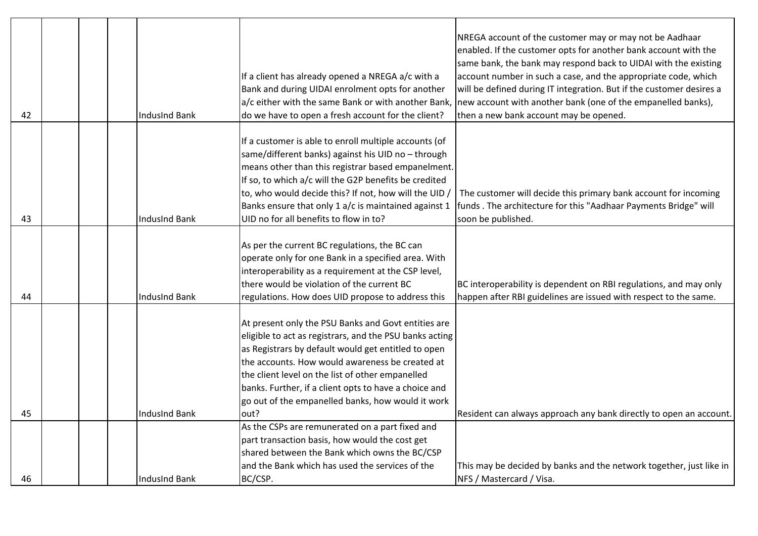| | | | | | | |
|---|---|---|---|---|---|---|
| 42 | | | | IndusInd Bank | If a client has already opened a NREGA a/c with a Bank and during UIDAI enrolment opts for another a/c either with the same Bank or with another Bank, do we have to open a fresh account for the client? | NREGA account of the customer may or may not be Aadhaar enabled. If the customer opts for another bank account with the same bank, the bank may respond back to UIDAI with the existing account number in such a case, and the appropriate code, which will be defined during IT integration. But if the customer desires a new account with another bank (one of the empanelled banks), then a new bank account may be opened. |
| 43 | | | | IndusInd Bank | If a customer is able to enroll multiple accounts (of same/different banks) against his UID no – through means other than this registrar based empanelment. If so, to which a/c will the G2P benefits be credited to, who would decide this? If not, how will the UID / Banks ensure that only 1 a/c is maintained against 1 UID no for all benefits to flow in to? | The customer will decide this primary bank account for incoming funds . The architecture for this "Aadhaar Payments Bridge" will soon be published. |
| 44 | | | | IndusInd Bank | As per the current BC regulations, the BC can operate only for one Bank in a specified area. With interoperability as a requirement at the CSP level, there would be violation of the current BC regulations. How does UID propose to address this | BC interoperability is dependent on RBI regulations, and may only happen after RBI guidelines are issued with respect to the same. |
| 45 | | | | IndusInd Bank | At present only the PSU Banks and Govt entities are eligible to act as registrars, and the PSU banks acting as Registrars by default would get entitled to open the accounts. How would awareness be created at the client level on the list of other empanelled banks. Further, if a client opts to have a choice and go out of the empanelled banks, how would it work out? | Resident can always approach any bank directly to open an account. |
| 46 | | | | IndusInd Bank | As the CSPs are remunerated on a part fixed and part transaction basis, how would the cost get shared between the Bank which owns the BC/CSP and the Bank which has used the services of the BC/CSP. | This may be decided by banks and the network together, just like in NFS / Mastercard / Visa. |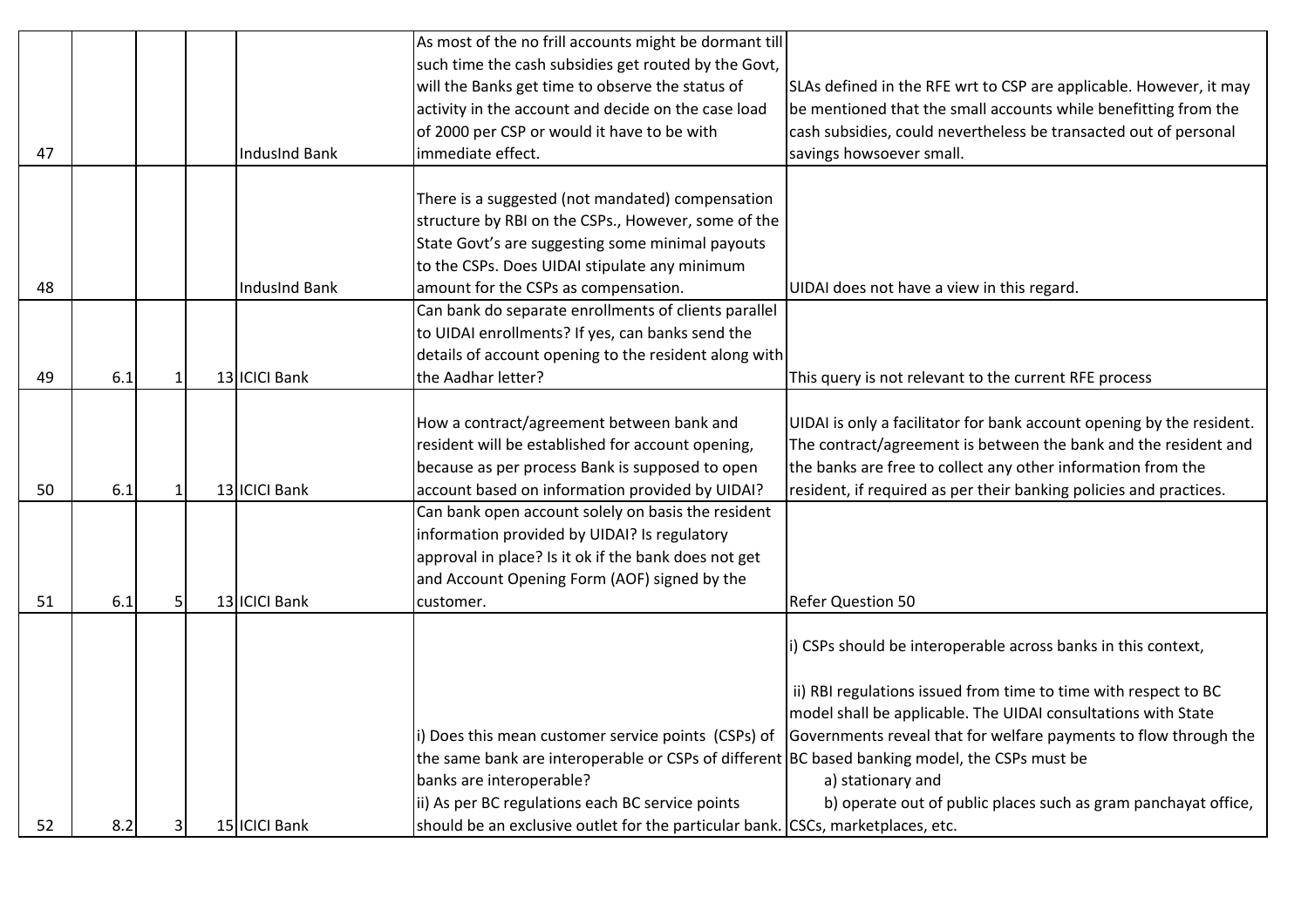| | | | | | | |
|---|---|---|---|---|---|---|
| 47 | | | | IndusInd Bank | As most of the no frill accounts might be dormant till such time the cash subsidies get routed by the Govt, will the Banks get time to observe the status of activity in the account and decide on the case load of 2000 per CSP or would it have to be with immediate effect. | SLAs defined in the RFE wrt to CSP are applicable. However, it may be mentioned that the small accounts while benefitting from the cash subsidies, could nevertheless be transacted out of personal savings howsoever small. |
| 48 | | | | IndusInd Bank | There is a suggested (not mandated) compensation structure by RBI on the CSPs., However, some of the State Govt's are suggesting some minimal payouts to the CSPs. Does UIDAI stipulate any minimum amount for the CSPs as compensation. | UIDAI does not have a view in this regard. |
| 49 | 6.1 | 1 | 13 | ICICI Bank | Can bank do separate enrollments of clients parallel to UIDAI enrollments? If yes, can banks send the details of account opening to the resident along with the Aadhar letter? | This query is not relevant to the current RFE process |
| 50 | 6.1 | 1 | 13 | ICICI Bank | How a contract/agreement between bank and resident will be established for account opening, because as per process Bank is supposed to open account based on information provided by UIDAI? | UIDAI is only a facilitator for bank account opening by the resident. The contract/agreement is between the bank and the resident and the banks are free to collect any other information from the resident, if required as per their banking policies and practices. |
| 51 | 6.1 | 5 | 13 | ICICI Bank | Can bank open account solely on basis the resident information provided by UIDAI? Is regulatory approval in place? Is it ok if the bank does not get and Account Opening Form (AOF) signed by the customer. | Refer Question 50 |
| 52 | 8.2 | 3 | 15 | ICICI Bank | i) Does this mean customer service points (CSPs) of the same bank are interoperable or CSPs of different banks are interoperable?<br>ii) As per BC regulations each BC service points should be an exclusive outlet for the particular bank. | i) CSPs should be interoperable across banks in this context,<br><br>ii) RBI regulations issued from time to time with respect to BC model shall be applicable. The UIDAI consultations with State Governments reveal that for welfare payments to flow through the BC based banking model, the CSPs must be<br>a) stationary and<br>b) operate out of public places such as gram panchayat office, CSCs, marketplaces, etc. |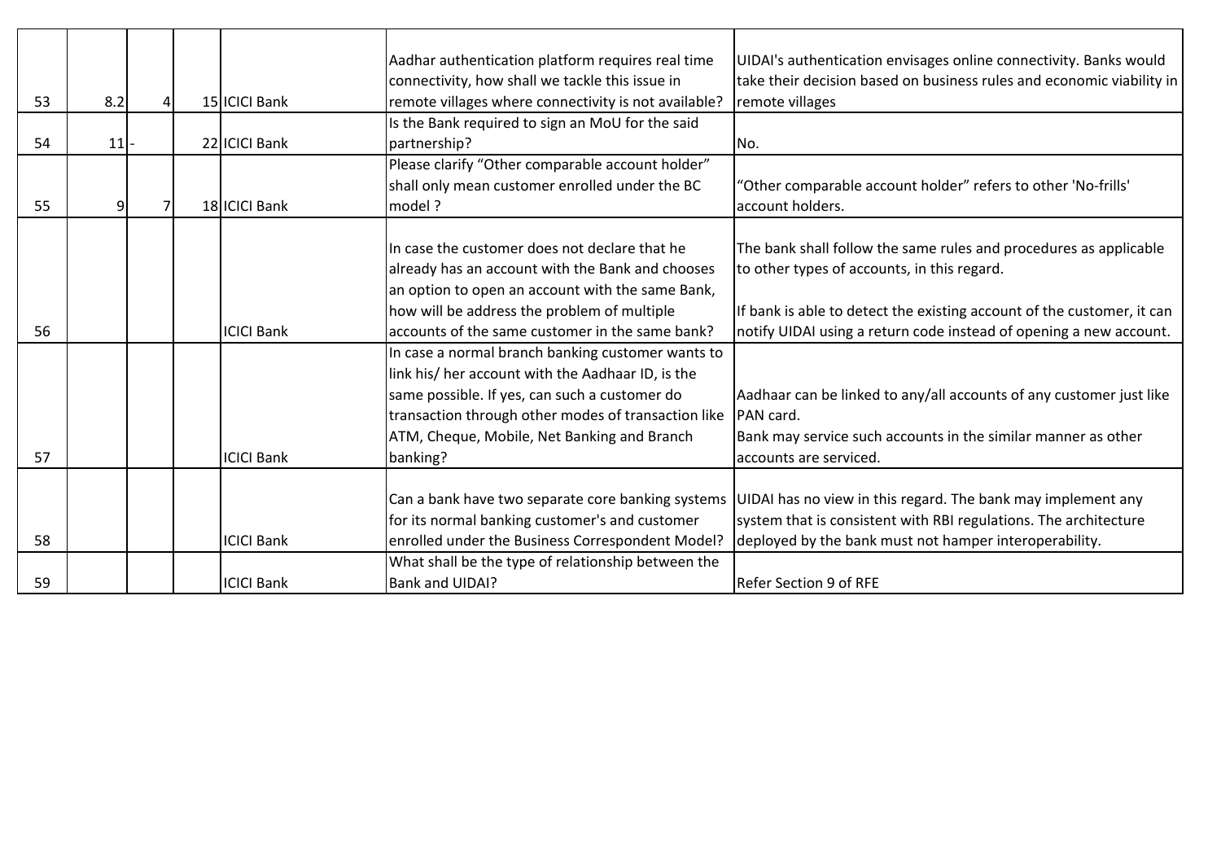| | | | | | | |
|---|---|---|---|---|---|---|
| 53 | 8.2 | 4 | 15 | ICICI Bank | Aadhar authentication platform requires real time connectivity, how shall we tackle this issue in remote villages where connectivity is not available? | UIDAI's authentication envisages online connectivity. Banks would take their decision based on business rules and economic viability in remote villages |
| 54 | 11 | - | 22 | ICICI Bank | Is the Bank required to sign an MoU for the said partnership? | No. |
| 55 | 9 | 7 | 18 | ICICI Bank | Please clarify "Other comparable account holder" shall only mean customer enrolled under the BC model ? | "Other comparable account holder" refers to other 'No-frills' account holders. |
| 56 | | | | ICICI Bank | In case the customer does not declare that he already has an account with the Bank and chooses an option to open an account with the same Bank, how will be address the problem of multiple accounts of the same customer in the same bank? | The bank shall follow the same rules and procedures as applicable to other types of accounts, in this regard.<br><br>If bank is able to detect the existing account of the customer, it can notify UIDAI using a return code instead of opening a new account. |
| 57 | | | | ICICI Bank | In case a normal branch banking customer wants to link his/ her account with the Aadhaar ID, is the same possible. If yes, can such a customer do transaction through other modes of transaction like ATM, Cheque, Mobile, Net Banking and Branch banking? | Aadhaar can be linked to any/all accounts of any customer just like PAN card.<br>Bank may service such accounts in the similar manner as other accounts are serviced. |
| 58 | | | | ICICI Bank | Can a bank have two separate core banking systems for its normal banking customer's and customer enrolled under the Business Correspondent Model? | UIDAI has no view in this regard. The bank may implement any system that is consistent with RBI regulations. The architecture deployed by the bank must not hamper interoperability. |
| 59 | | | | ICICI Bank | What shall be the type of relationship between the Bank and UIDAI? | Refer Section 9 of RFE |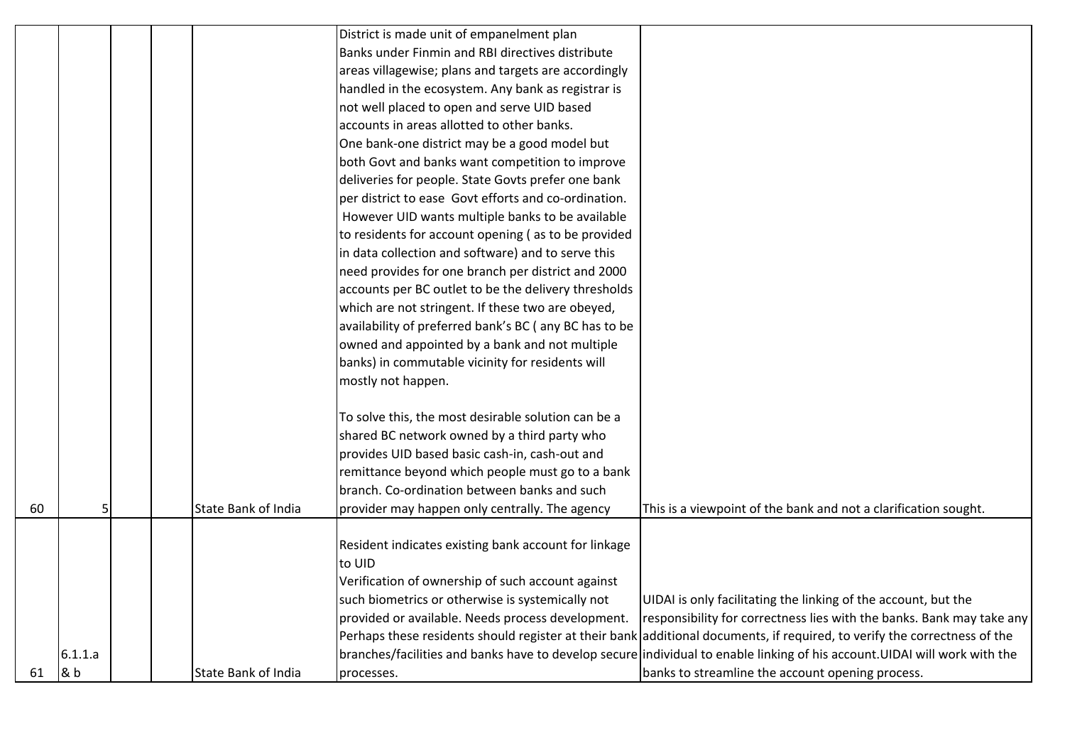| | | | | | | |
|---|---|---|---|---|---|---|
| 60 | 5 | | | State Bank of India | District is made unit of empanelment plan<br>Banks under Finmin and RBI directives distribute areas villagewise; plans and targets are accordingly handled in the ecosystem. Any bank as registrar is not well placed to open and serve UID based accounts in areas allotted to other banks.<br>One bank-one district may be a good model but both Govt and banks want competition to improve deliveries for people. State Govts prefer one bank per district to ease Govt efforts and co-ordination. However UID wants multiple banks to be available to residents for account opening ( as to be provided in data collection and software) and to serve this need provides for one branch per district and 2000 accounts per BC outlet to be the delivery thresholds which are not stringent. If these two are obeyed, availability of preferred bank's BC ( any BC has to be owned and appointed by a bank and not multiple banks) in commutable vicinity for residents will mostly not happen.<br><br>To solve this, the most desirable solution can be a shared BC network owned by a third party who provides UID based basic cash-in, cash-out and remittance beyond which people must go to a bank branch. Co-ordination between banks and such provider may happen only centrally. The agency | This is a viewpoint of the bank and not a clarification sought. |
| 61 | 6.1.1.a & b | | | State Bank of India | Resident indicates existing bank account for linkage to UID<br>Verification of ownership of such account against such biometrics or otherwise is systemically not provided or available. Needs process development. Perhaps these residents should register at their bank branches/facilities and banks have to develop secure processes. | UIDAI is only facilitating the linking of the account, but the responsibility for correctness lies with the banks. Bank may take any additional documents, if required, to verify the correctness of the individual to enable linking of his account.UIDAI will work with the banks to streamline the account opening process. |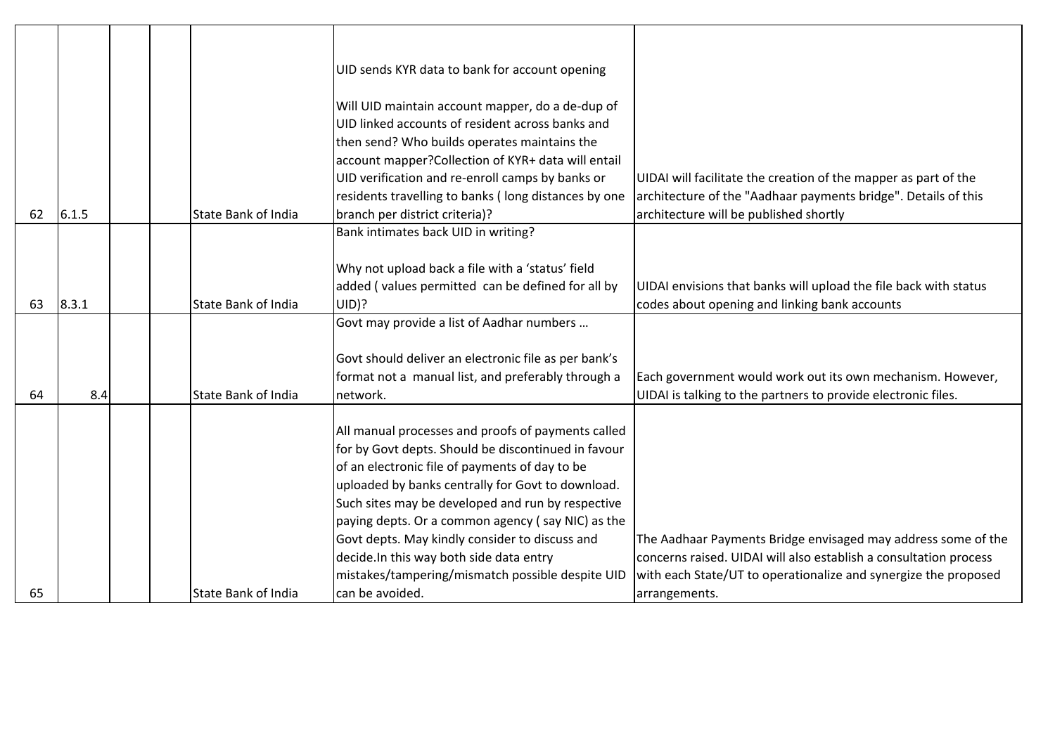| | | | | | | |
|---|---|---|---|---|---|---|
| 62 | 6.1.5 | | | State Bank of India | UID sends KYR data to bank for account opening<br><br>Will UID maintain account mapper, do a de-dup of UID linked accounts of resident across banks and then send? Who builds operates maintains the account mapper?Collection of KYR+ data will entail UID verification and re-enroll camps by banks or residents travelling to banks ( long distances by one branch per district criteria)? | UIDAI will facilitate the creation of the mapper as part of the architecture of the "Aadhaar payments bridge". Details of this architecture will be published shortly |
| 63 | 8.3.1 | | | State Bank of India | Bank intimates back UID in writing?<br><br>Why not upload back a file with a 'status' field added ( values permitted can be defined for all by UID)? | UIDAI envisions that banks will upload the file back with status codes about opening and linking bank accounts |
| 64 | 8.4 | | | State Bank of India | Govt may provide a list of Aadhar numbers …<br><br>Govt should deliver an electronic file as per bank's format not a manual list, and preferably through a network. | Each government would work out its own mechanism. However, UIDAI is talking to the partners to provide electronic files. |
| 65 | | | | State Bank of India | All manual processes and proofs of payments called for by Govt depts. Should be discontinued in favour of an electronic file of payments of day to be uploaded by banks centrally for Govt to download. Such sites may be developed and run by respective paying depts. Or a common agency ( say NIC) as the Govt depts. May kindly consider to discuss and decide.In this way both side data entry mistakes/tampering/mismatch possible despite UID can be avoided. | The Aadhaar Payments Bridge envisaged may address some of the concerns raised. UIDAI will also establish a consultation process with each State/UT to operationalize and synergize the proposed arrangements. |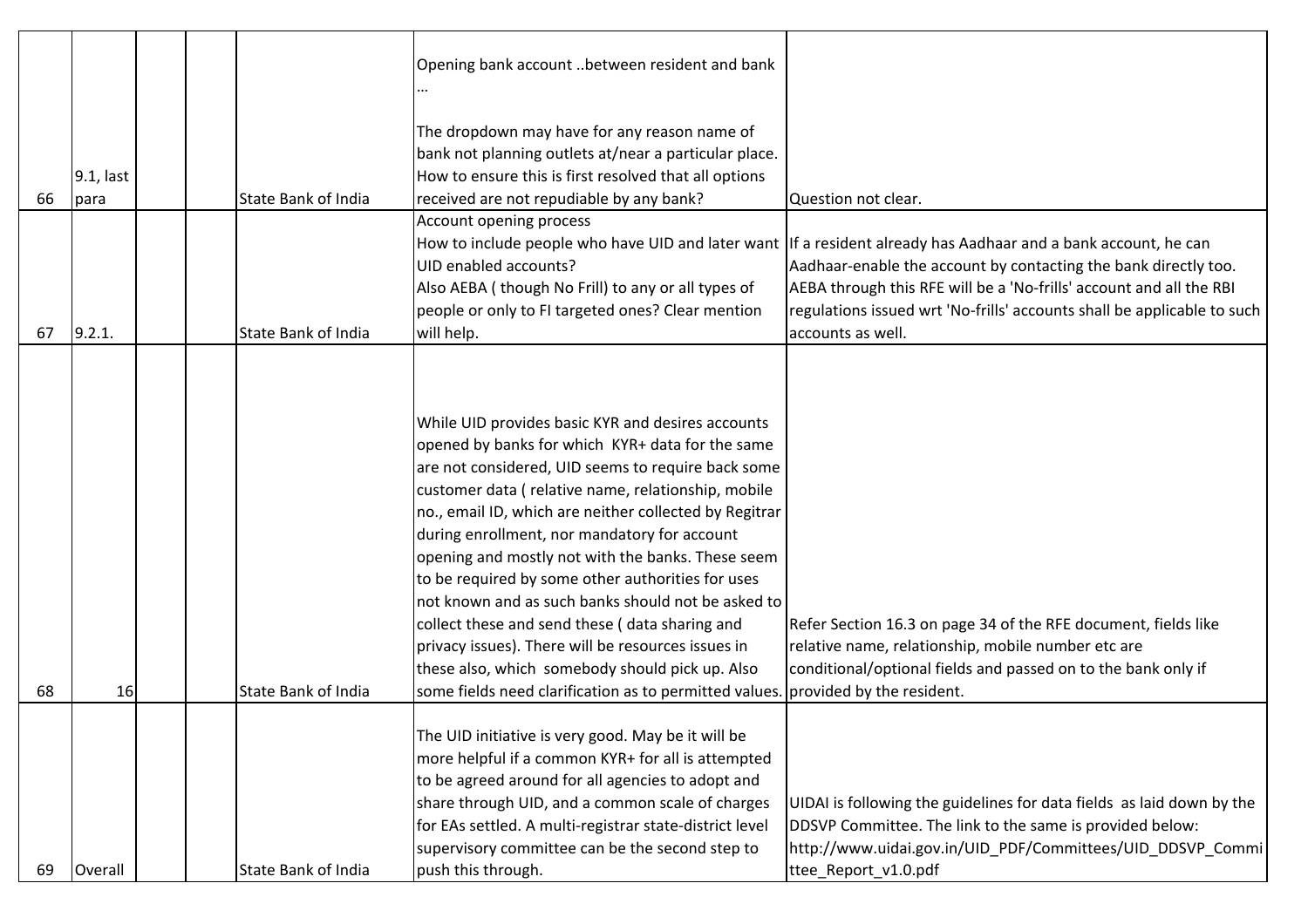| | | | | | | |
|---|---|---|---|---|---|---|
| 66 | 9.1, last para | | | State Bank of India | Opening bank account ..between resident and bank ...<br><br>The dropdown may have for any reason name of bank not planning outlets at/near a particular place. How to ensure this is first resolved that all options received are not repudiable by any bank? | Question not clear. |
| 67 | 9.2.1. | | | State Bank of India | Account opening process<br>How to include people who have UID and later want UID enabled accounts?<br>Also AEBA ( though No Frill) to any or all types of people or only to FI targeted ones? Clear mention will help. | If a resident already has Aadhaar and a bank account, he can Aadhaar-enable the account by contacting the bank directly too. AEBA through this RFE will be a 'No-frills' account and all the RBI regulations issued wrt 'No-frills' accounts shall be applicable to such accounts as well. |
| 68 | 16 | | | State Bank of India | While UID provides basic KYR and desires accounts opened by banks for which KYR+ data for the same are not considered, UID seems to require back some customer data ( relative name, relationship, mobile no., email ID, which are neither collected by Regitrar during enrollment, nor mandatory for account opening and mostly not with the banks. These seem to be required by some other authorities for uses not known and as such banks should not be asked to collect these and send these ( data sharing and privacy issues). There will be resources issues in these also, which somebody should pick up. Also some fields need clarification as to permitted values. | Refer Section 16.3 on page 34 of the RFE document, fields like relative name, relationship, mobile number etc are conditional/optional fields and passed on to the bank only if provided by the resident. |
| 69 | Overall | | | State Bank of India | The UID initiative is very good. May be it will be more helpful if a common KYR+ for all is attempted to be agreed around for all agencies to adopt and share through UID, and a common scale of charges for EAs settled. A multi-registrar state-district level supervisory committee can be the second step to push this through. | UIDAI is following the guidelines for data fields as laid down by the DDSVP Committee. The link to the same is provided below:<br>http://www.uidai.gov.in/UID_PDF/Committees/UID_DDSVP_Committee_Report_v1.0.pdf |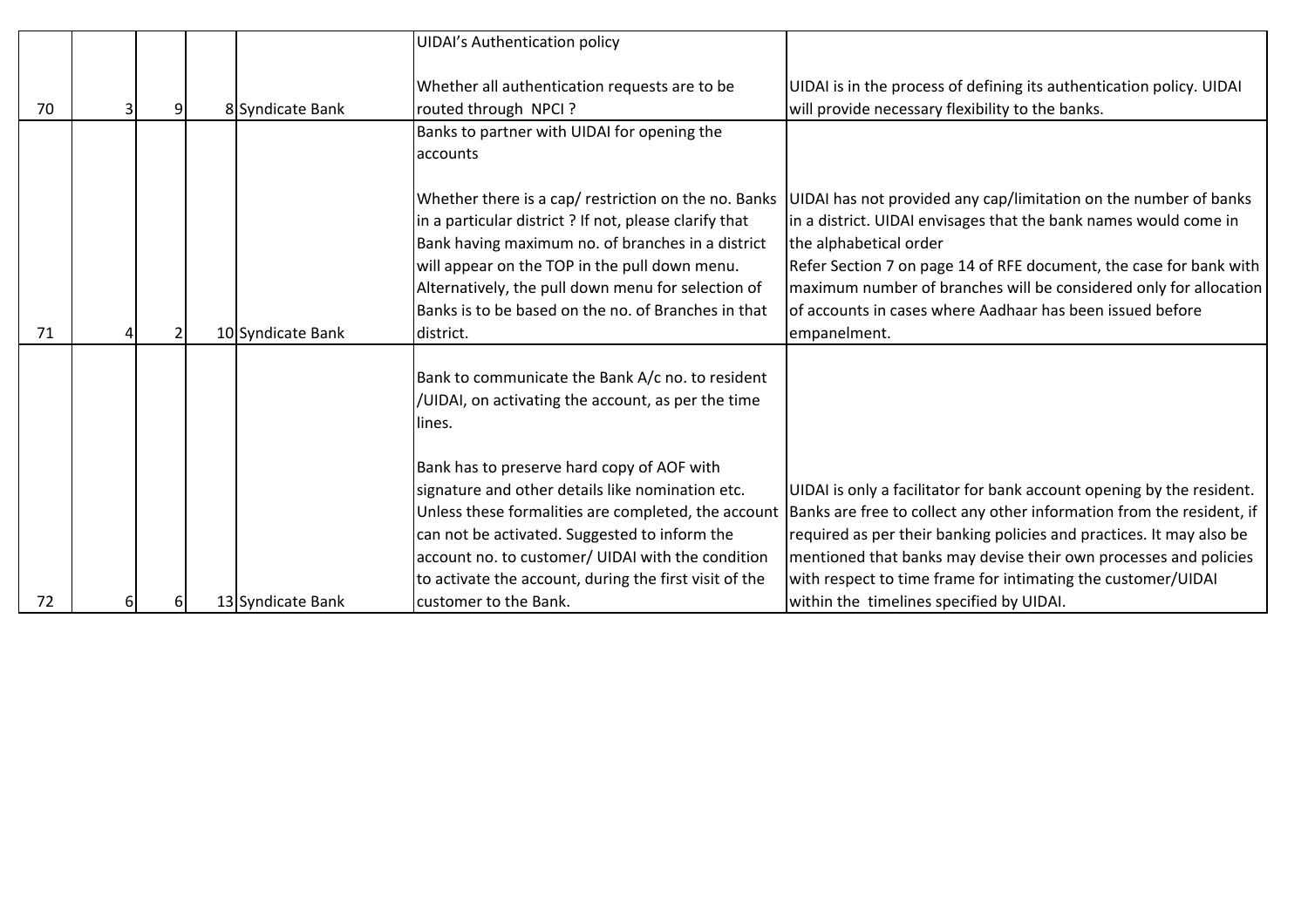| | | | | | | |
|---|---|---|---|---|---|---|
| 70 | 3 | 9 | 8 | Syndicate Bank | UIDAI's Authentication policy<br><br>Whether all authentication requests are to be routed through NPCI ? | UIDAI is in the process of defining its authentication policy. UIDAI will provide necessary flexibility to the banks. |
| 71 | 4 | 2 | 10 | Syndicate Bank | Banks to partner with UIDAI for opening the accounts<br><br>Whether there is a cap/ restriction on the no. Banks in a particular district ? If not, please clarify that Bank having maximum no. of branches in a district will appear on the TOP in the pull down menu. Alternatively, the pull down menu for selection of Banks is to be based on the no. of Branches in that district. | UIDAI has not provided any cap/limitation on the number of banks in a district. UIDAI envisages that the bank names would come in the alphabetical order<br>Refer Section 7 on page 14 of RFE document, the case for bank with maximum number of branches will be considered only for allocation of accounts in cases where Aadhaar has been issued before empanelment. |
| 72 | 6 | 6 | 13 | Syndicate Bank | Bank to communicate the Bank A/c no. to resident /UIDAI, on activating the account, as per the time lines.<br><br>Bank has to preserve hard copy of AOF with signature and other details like nomination etc. Unless these formalities are completed, the account can not be activated. Suggested to inform the account no. to customer/ UIDAI with the condition to activate the account, during the first visit of the customer to the Bank. | UIDAI is only a facilitator for bank account opening by the resident. Banks are free to collect any other information from the resident, if required as per their banking policies and practices. It may also be mentioned that banks may devise their own processes and policies with respect to time frame for intimating the customer/UIDAI within the timelines specified by UIDAI. |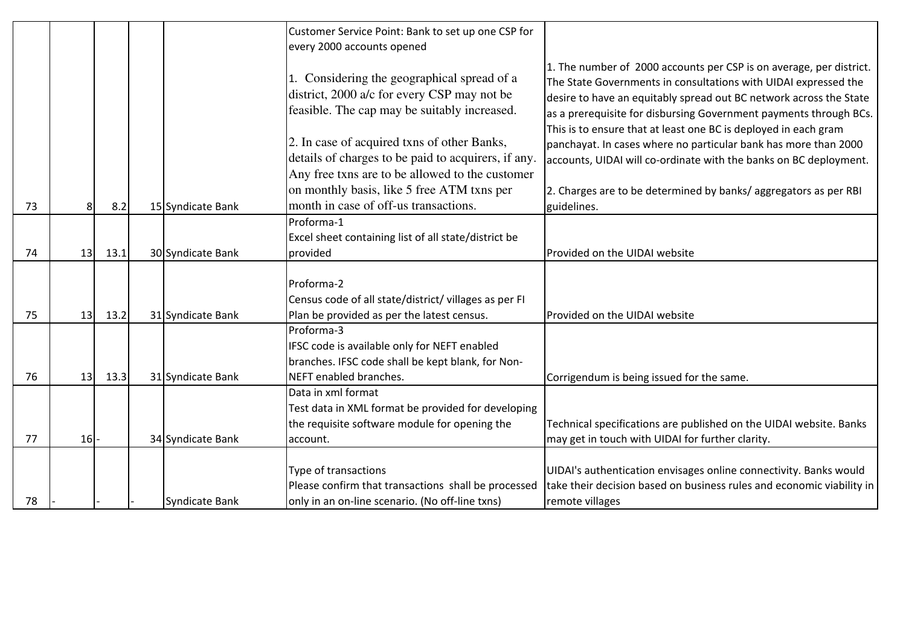| | | | | | | |
|---|---|---|---|---|---|---|
| 73 | 8 | 8.2 | 15 | Syndicate Bank | Customer Service Point: Bank to set up one CSP for every 2000 accounts opened<br><br>1. Considering the geographical spread of a district, 2000 a/c for every CSP may not be feasible. The cap may be suitably increased.<br><br>2. In case of acquired txns of other Banks, details of charges to be paid to acquirers, if any. Any free txns are to be allowed to the customer on monthly basis, like 5 free ATM txns per month in case of off-us transactions. | 1. The number of 2000 accounts per CSP is on average, per district. The State Governments in consultations with UIDAI expressed the desire to have an equitably spread out BC network across the State as a prerequisite for disbursing Government payments through BCs. This is to ensure that at least one BC is deployed in each gram panchayat. In cases where no particular bank has more than 2000 accounts, UIDAI will co-ordinate with the banks on BC deployment.<br><br>2. Charges are to be determined by banks/ aggregators as per RBI guidelines. |
| 74 | 13 | 13.1 | 30 | Syndicate Bank | Proforma-1<br>Excel sheet containing list of all state/district be provided | Provided on the UIDAI website |
| 75 | 13 | 13.2 | 31 | Syndicate Bank | Proforma-2<br>Census code of all state/district/ villages as per FI Plan be provided as per the latest census. | Provided on the UIDAI website |
| 76 | 13 | 13.3 | 31 | Syndicate Bank | Proforma-3<br>IFSC code is available only for NEFT enabled branches. IFSC code shall be kept blank, for Non-NEFT enabled branches. | Corrigendum is being issued for the same. |
| 77 | 16 | - | 34 | Syndicate Bank | Data in xml format<br>Test data in XML format be provided for developing the requisite software module for opening the account. | Technical specifications are published on the UIDAI website. Banks may get in touch with UIDAI for further clarity. |
| 78 | - | - | - | Syndicate Bank | Type of transactions<br>Please confirm that transactions shall be processed only in an on-line scenario. (No off-line txns) | UIDAI's authentication envisages online connectivity. Banks would take their decision based on business rules and economic viability in remote villages |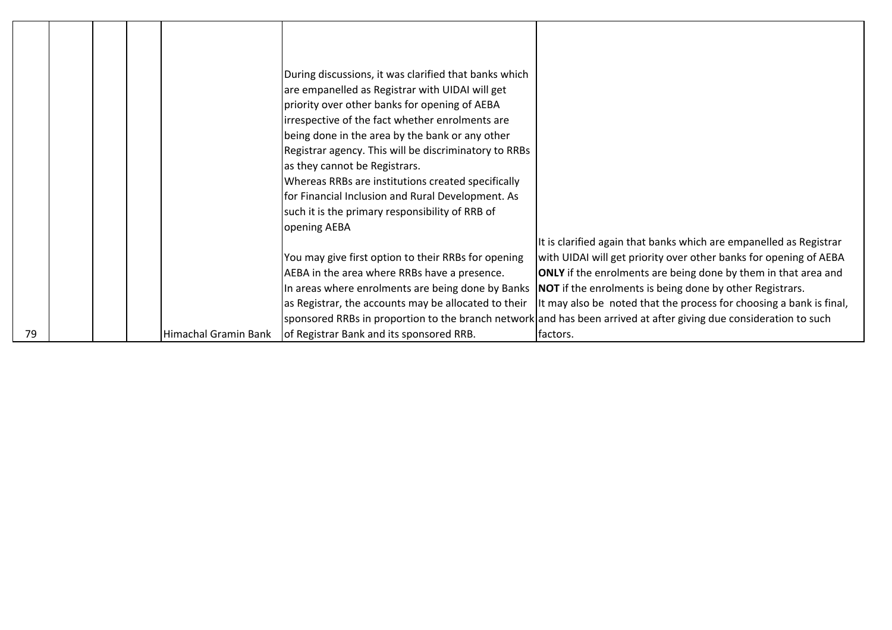| 79 | | | | Himachal Gramin Bank | During discussions, it was clarified that banks which are empanelled as Registrar with UIDAI will get priority over other banks for opening of AEBA irrespective of the fact whether enrolments are being done in the area by the bank or any other Registrar agency. This will be discriminatory to RRBs as they cannot be Registrars.<br>Whereas RRBs are institutions created specifically for Financial Inclusion and Rural Development. As such it is the primary responsibility of RRB of opening AEBA<br><br>You may give first option to their RRBs for opening AEBA in the area where RRBs have a presence.<br>In areas where enrolments are being done by Banks as Registrar, the accounts may be allocated to their sponsored RRBs in proportion to the branch network of Registrar Bank and its sponsored RRB. | It is clarified again that banks which are empanelled as Registrar with UIDAI will get priority over other banks for opening of AEBA **ONLY** if the enrolments are being done by them in that area and **NOT** if the enrolments is being done by other Registrars.<br>It may also be noted that the process for choosing a bank is final, and has been arrived at after giving due consideration to such factors. |
|---|---|---|---|---|---|---|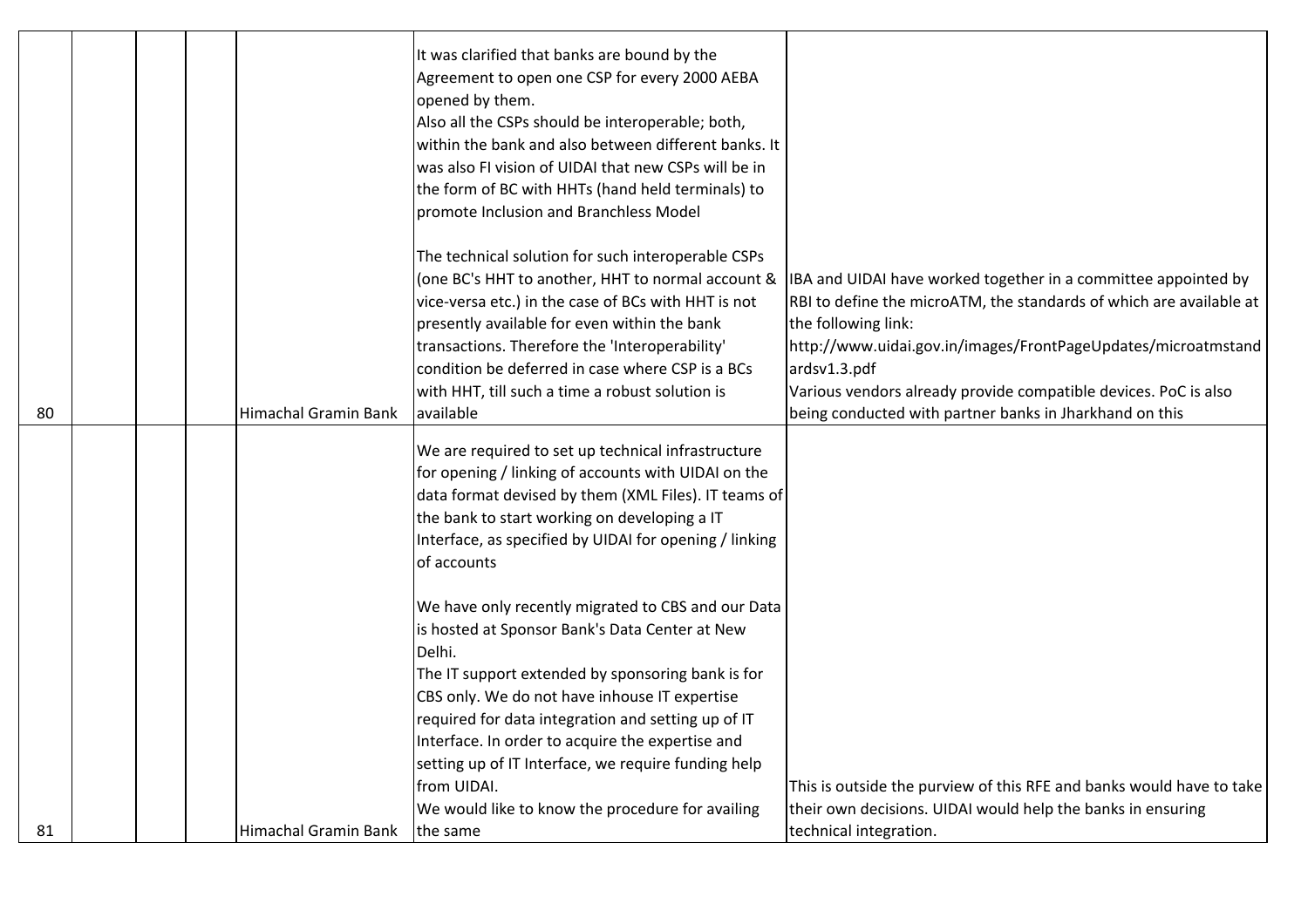| | | | | | | |
|---|---|---|---|---|---|---|
| 80 | | | | Himachal Gramin Bank | It was clarified that banks are bound by the Agreement to open one CSP for every 2000 AEBA opened by them.<br>Also all the CSPs should be interoperable; both, within the bank and also between different banks. It was also FI vision of UIDAI that new CSPs will be in the form of BC with HHTs (hand held terminals) to promote Inclusion and Branchless Model<br><br>The technical solution for such interoperable CSPs (one BC's HHT to another, HHT to normal account & vice-versa etc.) in the case of BCs with HHT is not presently available for even within the bank transactions. Therefore the 'Interoperability' condition be deferred in case where CSP is a BCs with HHT, till such a time a robust solution is available | IBA and UIDAI have worked together in a committee appointed by RBI to define the microATM, the standards of which are available at the following link:<br>http://www.uidai.gov.in/images/FrontPageUpdates/microatmstandardsv1.3.pdf<br>Various vendors already provide compatible devices. PoC is also being conducted with partner banks in Jharkhand on this |
| 81 | | | | Himachal Gramin Bank | We are required to set up technical infrastructure for opening / linking of accounts with UIDAI on the data format devised by them (XML Files). IT teams of the bank to start working on developing a IT Interface, as specified by UIDAI for opening / linking of accounts<br><br>We have only recently migrated to CBS and our Data is hosted at Sponsor Bank's Data Center at New Delhi.<br>The IT support extended by sponsoring bank is for CBS only. We do not have inhouse IT expertise required for data integration and setting up of IT Interface. In order to acquire the expertise and setting up of IT Interface, we require funding help from UIDAI.<br>We would like to know the procedure for availing the same | This is outside the purview of this RFE and banks would have to take their own decisions. UIDAI would help the banks in ensuring technical integration. |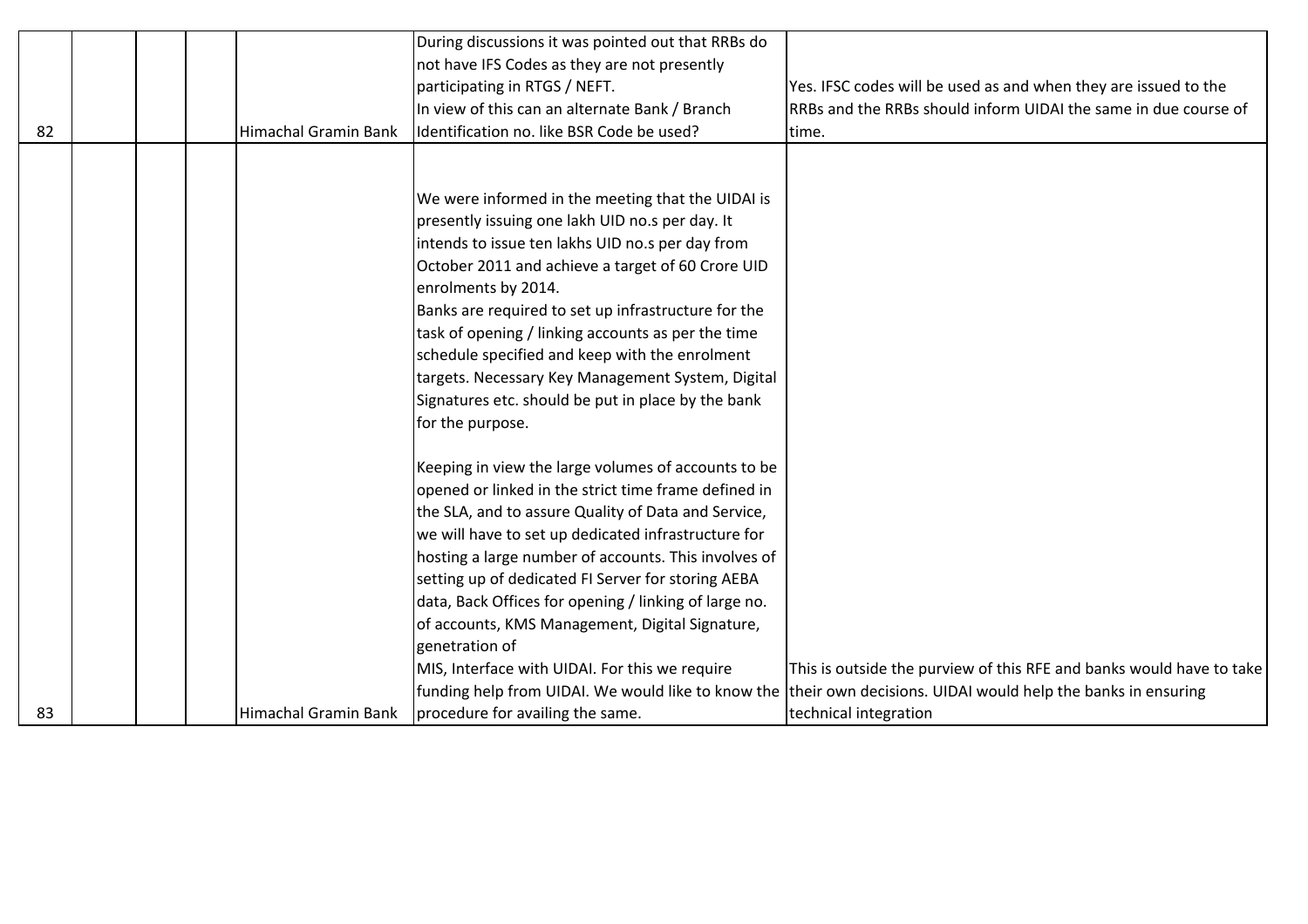| | | | | | | |
|---|---|---|---|---|---|---|
| 82 | | | | Himachal Gramin Bank | During discussions it was pointed out that RRBs do not have IFS Codes as they are not presently participating in RTGS / NEFT.<br>In view of this can an alternate Bank / Branch Identification no. like BSR Code be used? | Yes. IFSC codes will be used as and when they are issued to the RRBs and the RRBs should inform UIDAI the same in due course of time. |
| 83 | | | | Himachal Gramin Bank | We were informed in the meeting that the UIDAI is presently issuing one lakh UID no.s per day. It intends to issue ten lakhs UID no.s per day from October 2011 and achieve a target of 60 Crore UID enrolments by 2014.<br>Banks are required to set up infrastructure for the task of opening / linking accounts as per the time schedule specified and keep with the enrolment targets. Necessary Key Management System, Digital Signatures etc. should be put in place by the bank for the purpose.<br><br>Keeping in view the large volumes of accounts to be opened or linked in the strict time frame defined in the SLA, and to assure Quality of Data and Service, we will have to set up dedicated infrastructure for hosting a large number of accounts. This involves of setting up of dedicated FI Server for storing AEBA data, Back Offices for opening / linking of large no. of accounts, KMS Management, Digital Signature, genetration of<br>MIS, Interface with UIDAI. For this we require funding help from UIDAI. We would like to know the procedure for availing the same. | This is outside the purview of this RFE and banks would have to take their own decisions. UIDAI would help the banks in ensuring technical integration |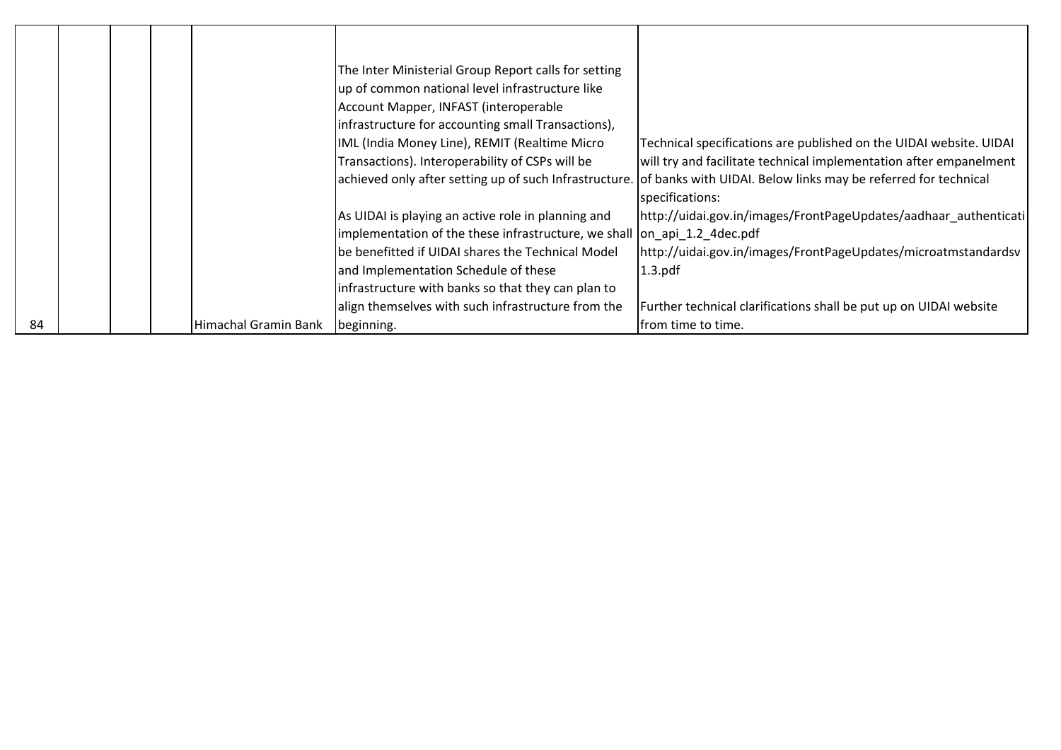| | | | | | | |
|---|---|---|---|---|---|---|
| 84 | | | | Himachal Gramin Bank | The Inter Ministerial Group Report calls for setting up of common national level infrastructure like Account Mapper, INFAST (interoperable infrastructure for accounting small Transactions), IML (India Money Line), REMIT (Realtime Micro Transactions). Interoperability of CSPs will be achieved only after setting up of such Infrastructure.<br><br>As UIDAI is playing an active role in planning and implementation of the these infrastructure, we shall be benefitted if UIDAI shares the Technical Model and Implementation Schedule of these infrastructure with banks so that they can plan to align themselves with such infrastructure from the beginning. | Technical specifications are published on the UIDAI website. UIDAI will try and facilitate technical implementation after empanelment of banks with UIDAI. Below links may be referred for technical specifications:<br>http://uidai.gov.in/images/FrontPageUpdates/aadhaar_authentication_api_1.2_4dec.pdf<br>http://uidai.gov.in/images/FrontPageUpdates/microatmstandardsv1.3.pdf<br><br>Further technical clarifications shall be put up on UIDAI website from time to time. |